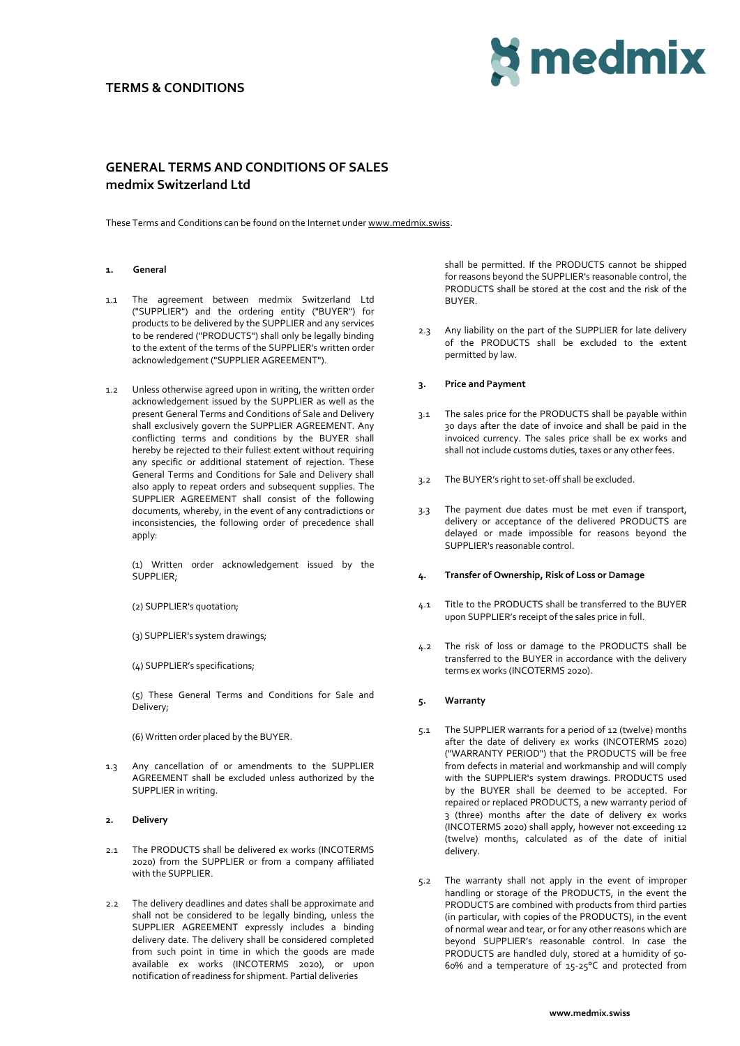# TERMS & CONDITIONS

## GENERAL TERMS AND CONDITIONS OF SALES
## medmix Switzerland Ltd

These Terms and Conditions can be found on the Internet under www.medmix.swiss.

### 1. General

1.1 The agreement between medmix Switzerland Ltd ("SUPPLIER") and the ordering entity ("BUYER") for products to be delivered by the SUPPLIER and any services to be rendered ("PRODUCTS") shall only be legally binding to the extent of the terms of the SUPPLIER's written order acknowledgement ("SUPPLIER AGREEMENT").

1.2 Unless otherwise agreed upon in writing, the written order acknowledgement issued by the SUPPLIER as well as the present General Terms and Conditions of Sale and Delivery shall exclusively govern the SUPPLIER AGREEMENT. Any conflicting terms and conditions by the BUYER shall hereby be rejected to their fullest extent without requiring any specific or additional statement of rejection. These General Terms and Conditions for Sale and Delivery shall also apply to repeat orders and subsequent supplies. The SUPPLIER AGREEMENT shall consist of the following documents, whereby, in the event of any contradictions or inconsistencies, the following order of precedence shall apply:

(1) Written order acknowledgement issued by the SUPPLIER;

(2) SUPPLIER's quotation;

(3) SUPPLIER's system drawings;

(4) SUPPLIER's specifications;

(5) These General Terms and Conditions for Sale and Delivery;

(6) Written order placed by the BUYER.

1.3 Any cancellation of or amendments to the SUPPLIER AGREEMENT shall be excluded unless authorized by the SUPPLIER in writing.

### 2. Delivery

2.1 The PRODUCTS shall be delivered ex works (INCOTERMS 2020) from the SUPPLIER or from a company affiliated with the SUPPLIER.

2.2 The delivery deadlines and dates shall be approximate and shall not be considered to be legally binding, unless the SUPPLIER AGREEMENT expressly includes a binding delivery date. The delivery shall be considered completed from such point in time in which the goods are made available ex works (INCOTERMS 2020), or upon notification of readiness for shipment. Partial deliveries shall be permitted. If the PRODUCTS cannot be shipped for reasons beyond the SUPPLIER's reasonable control, the PRODUCTS shall be stored at the cost and the risk of the BUYER.

2.3 Any liability on the part of the SUPPLIER for late delivery of the PRODUCTS shall be excluded to the extent permitted by law.

### 3. Price and Payment

3.1 The sales price for the PRODUCTS shall be payable within 30 days after the date of invoice and shall be paid in the invoiced currency. The sales price shall be ex works and shall not include customs duties, taxes or any other fees.

3.2 The BUYER's right to set-off shall be excluded.

3.3 The payment due dates must be met even if transport, delivery or acceptance of the delivered PRODUCTS are delayed or made impossible for reasons beyond the SUPPLIER's reasonable control.

### 4. Transfer of Ownership, Risk of Loss or Damage

4.1 Title to the PRODUCTS shall be transferred to the BUYER upon SUPPLIER's receipt of the sales price in full.

4.2 The risk of loss or damage to the PRODUCTS shall be transferred to the BUYER in accordance with the delivery terms ex works (INCOTERMS 2020).

### 5. Warranty

5.1 The SUPPLIER warrants for a period of 12 (twelve) months after the date of delivery ex works (INCOTERMS 2020) ("WARRANTY PERIOD") that the PRODUCTS will be free from defects in material and workmanship and will comply with the SUPPLIER's system drawings. PRODUCTS used by the BUYER shall be deemed to be accepted. For repaired or replaced PRODUCTS, a new warranty period of 3 (three) months after the date of delivery ex works (INCOTERMS 2020) shall apply, however not exceeding 12 (twelve) months, calculated as of the date of initial delivery.

5.2 The warranty shall not apply in the event of improper handling or storage of the PRODUCTS, in the event the PRODUCTS are combined with products from third parties (in particular, with copies of the PRODUCTS), in the event of normal wear and tear, or for any other reasons which are beyond SUPPLIER's reasonable control. In case the PRODUCTS are handled duly, stored at a humidity of 50-60% and a temperature of 15-25°C and protected from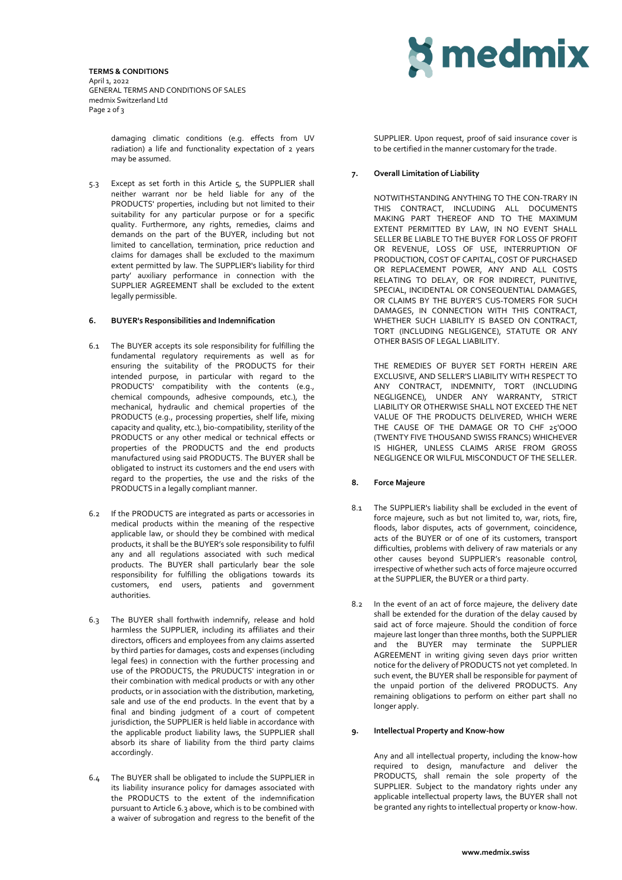damaging climatic conditions (e.g. effects from UV radiation) a life and functionality expectation of 2 years may be assumed.

5.3 Except as set forth in this Article 5, the SUPPLIER shall neither warrant nor be held liable for any of the PRODUCTS' properties, including but not limited to their suitability for any particular purpose or for a specific quality. Furthermore, any rights, remedies, claims and demands on the part of the BUYER, including but not limited to cancellation, termination, price reduction and claims for damages shall be excluded to the maximum extent permitted by law. The SUPPLIER's liability for third party' auxiliary performance in connection with the SUPPLIER AGREEMENT shall be excluded to the extent legally permissible.

## 6. BUYER's Responsibilities and Indemnification

6.1 The BUYER accepts its sole responsibility for fulfilling the fundamental regulatory requirements as well as for ensuring the suitability of the PRODUCTS for their intended purpose, in particular with regard to the PRODUCTS' compatibility with the contents (e.g., chemical compounds, adhesive compounds, etc.), the mechanical, hydraulic and chemical properties of the PRODUCTS (e.g., processing properties, shelf life, mixing capacity and quality, etc.), bio-compatibility, sterility of the PRODUCTS or any other medical or technical effects or properties of the PRODUCTS and the end products manufactured using said PRODUCTS. The BUYER shall be obligated to instruct its customers and the end users with regard to the properties, the use and the risks of the PRODUCTS in a legally compliant manner.

6.2 If the PRODUCTS are integrated as parts or accessories in medical products within the meaning of the respective applicable law, or should they be combined with medical products, it shall be the BUYER's sole responsibility to fulfil any and all regulations associated with such medical products. The BUYER shall particularly bear the sole responsibility for fulfilling the obligations towards its customers, end users, patients and government authorities.

6.3 The BUYER shall forthwith indemnify, release and hold harmless the SUPPLIER, including its affiliates and their directors, officers and employees from any claims asserted by third parties for damages, costs and expenses (including legal fees) in connection with the further processing and use of the PRODUCTS, the PRUDUCTS' integration in or their combination with medical products or with any other products, or in association with the distribution, marketing, sale and use of the end products. In the event that by a final and binding judgment of a court of competent jurisdiction, the SUPPLIER is held liable in accordance with the applicable product liability laws, the SUPPLIER shall absorb its share of liability from the third party claims accordingly.

6.4 The BUYER shall be obligated to include the SUPPLIER in its liability insurance policy for damages associated with the PRODUCTS to the extent of the indemnification pursuant to Article 6.3 above, which is to be combined with a waiver of subrogation and regress to the benefit of the SUPPLIER. Upon request, proof of said insurance cover is to be certified in the manner customary for the trade.

## 7. Overall Limitation of Liability

NOTWITHSTANDING ANYTHING TO THE CON-TRARY IN THIS CONTRACT, INCLUDING ALL DOCUMENTS MAKING PART THEREOF AND TO THE MAXIMUM EXTENT PERMITTED BY LAW, IN NO EVENT SHALL SELLER BE LIABLE TO THE BUYER FOR LOSS OF PROFIT OR REVENUE, LOSS OF USE, INTERRUPTION OF PRODUCTION, COST OF CAPITAL, COST OF PURCHASED OR REPLACEMENT POWER, ANY AND ALL COSTS RELATING TO DELAY, OR FOR INDIRECT, PUNITIVE, SPECIAL, INCIDENTAL OR CONSEQUENTIAL DAMAGES, OR CLAIMS BY THE BUYER'S CUS-TOMERS FOR SUCH DAMAGES, IN CONNECTION WITH THIS CONTRACT, WHETHER SUCH LIABILITY IS BASED ON CONTRACT, TORT (INCLUDING NEGLIGENCE), STATUTE OR ANY OTHER BASIS OF LEGAL LIABILITY.

THE REMEDIES OF BUYER SET FORTH HEREIN ARE EXCLUSIVE, AND SELLER'S LIABILITY WITH RESPECT TO ANY CONTRACT, INDEMNITY, TORT (INCLUDING NEGLIGENCE), UNDER ANY WARRANTY, STRICT LIABILITY OR OTHERWISE SHALL NOT EXCEED THE NET VALUE OF THE PRODUCTS DELIVERED, WHICH WERE THE CAUSE OF THE DAMAGE OR TO CHF 25'OOO (TWENTY FIVE THOUSAND SWISS FRANCS) WHICHEVER IS HIGHER, UNLESS CLAIMS ARISE FROM GROSS NEGLIGENCE OR WILFUL MISCONDUCT OF THE SELLER.

## 8. Force Majeure

8.1 The SUPPLIER's liability shall be excluded in the event of force majeure, such as but not limited to, war, riots, fire, floods, labor disputes, acts of government, coincidence, acts of the BUYER or of one of its customers, transport difficulties, problems with delivery of raw materials or any other causes beyond SUPPLIER's reasonable control, irrespective of whether such acts of force majeure occurred at the SUPPLIER, the BUYER or a third party.

8.2 In the event of an act of force majeure, the delivery date shall be extended for the duration of the delay caused by said act of force majeure. Should the condition of force majeure last longer than three months, both the SUPPLIER and the BUYER may terminate the SUPPLIER AGREEMENT in writing giving seven days prior written notice for the delivery of PRODUCTS not yet completed. In such event, the BUYER shall be responsible for payment of the unpaid portion of the delivered PRODUCTS. Any remaining obligations to perform on either part shall no longer apply.

## 9. Intellectual Property and Know-how

Any and all intellectual property, including the know-how required to design, manufacture and deliver the PRODUCTS, shall remain the sole property of the SUPPLIER. Subject to the mandatory rights under any applicable intellectual property laws, the BUYER shall not be granted any rights to intellectual property or know-how.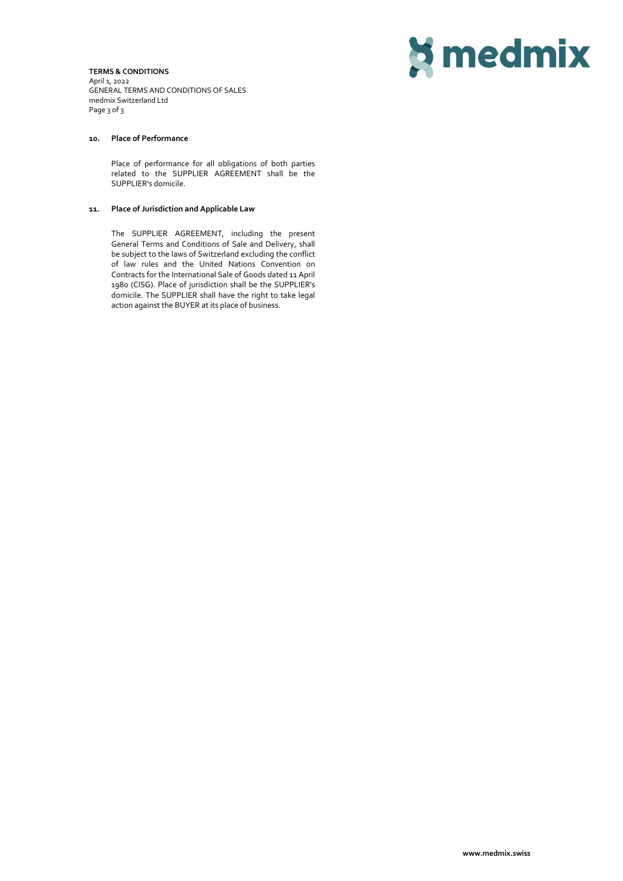## 10. Place of Performance

Place of performance for all obligations of both parties related to the SUPPLIER AGREEMENT shall be the SUPPLIER's domicile.

## 11. Place of Jurisdiction and Applicable Law

The SUPPLIER AGREEMENT, including the present General Terms and Conditions of Sale and Delivery, shall be subject to the laws of Switzerland excluding the conflict of law rules and the United Nations Convention on Contracts for the International Sale of Goods dated 11 April 1980 (CISG). Place of jurisdiction shall be the SUPPLIER's domicile. The SUPPLIER shall have the right to take legal action against the BUYER at its place of business.